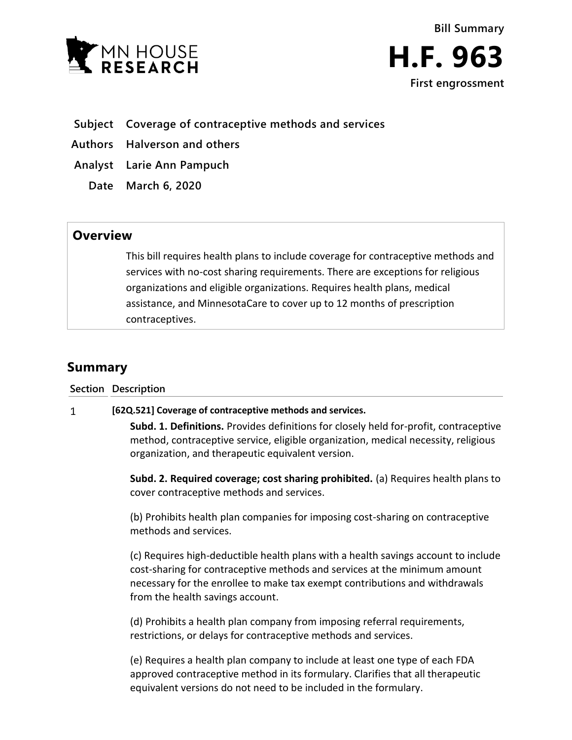Bill Summary

# H.F. 963

First engrossment

**Subject** Coverage of contraceptive methods and services

**Authors** Halverson and others

**Analyst** Larie Ann Pampuch

**Date** March 6, 2020

## Overview

This bill requires health plans to include coverage for contraceptive methods and services with no-cost sharing requirements. There are exceptions for religious organizations and eligible organizations. Requires health plans, medical assistance, and MinnesotaCare to cover up to 12 months of prescription contraceptives.

## Summary

| Section | Description |
|---|---|
| 1 | **[62Q.521] Coverage of contraceptive methods and services.**<br><br>**Subd. 1. Definitions.** Provides definitions for closely held for-profit, contraceptive method, contraceptive service, eligible organization, medical necessity, religious organization, and therapeutic equivalent version.<br><br>**Subd. 2. Required coverage; cost sharing prohibited.** (a) Requires health plans to cover contraceptive methods and services.<br><br>(b) Prohibits health plan companies for imposing cost-sharing on contraceptive methods and services.<br><br>(c) Requires high-deductible health plans with a health savings account to include cost-sharing for contraceptive methods and services at the minimum amount necessary for the enrollee to make tax exempt contributions and withdrawals from the health savings account.<br><br>(d) Prohibits a health plan company from imposing referral requirements, restrictions, or delays for contraceptive methods and services.<br><br>(e) Requires a health plan company to include at least one type of each FDA approved contraceptive method in its formulary. Clarifies that all therapeutic equivalent versions do not need to be included in the formulary. |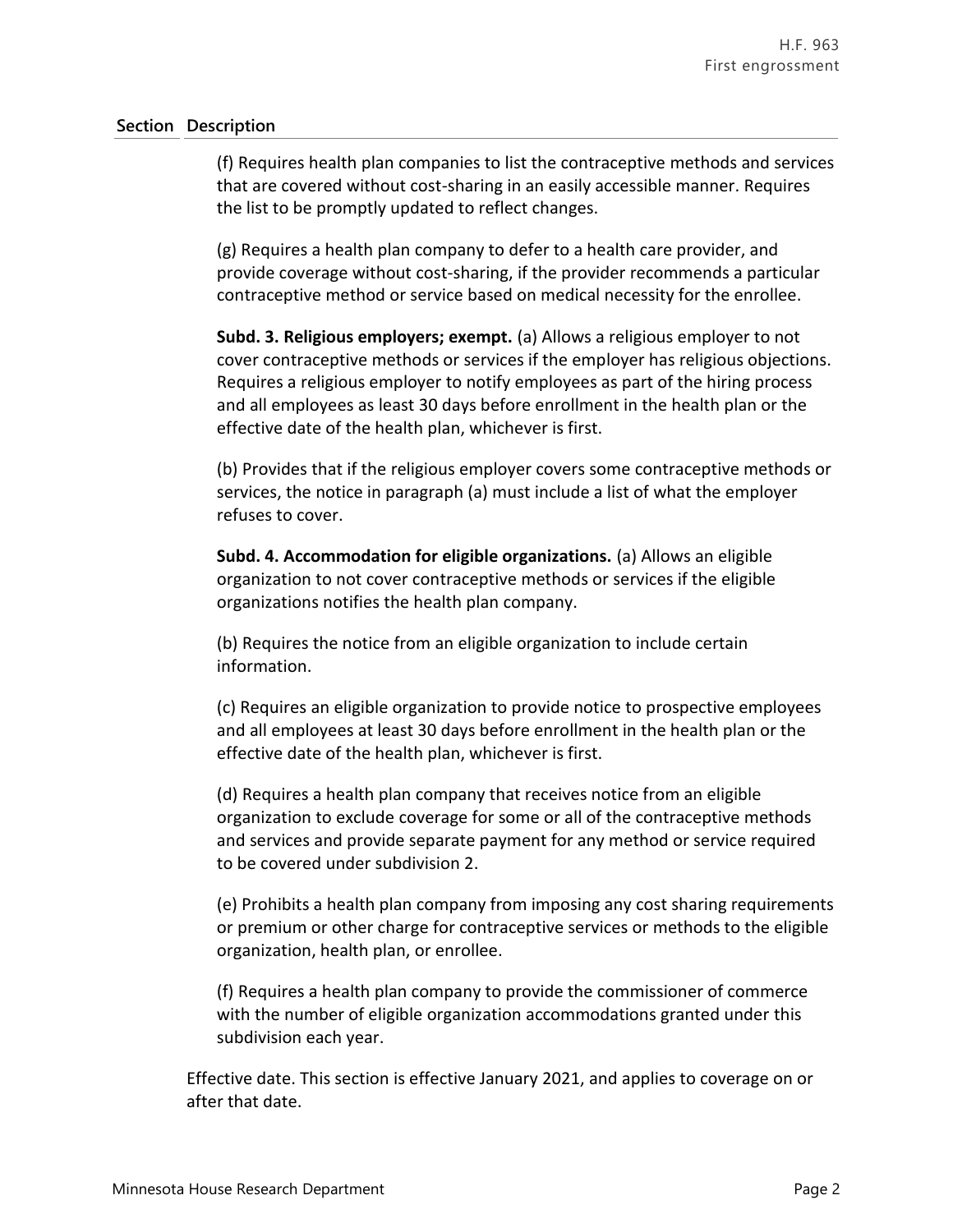| Section | Description |
| --- | --- |

(f) Requires health plan companies to list the contraceptive methods and services that are covered without cost-sharing in an easily accessible manner. Requires the list to be promptly updated to reflect changes.

(g) Requires a health plan company to defer to a health care provider, and provide coverage without cost-sharing, if the provider recommends a particular contraceptive method or service based on medical necessity for the enrollee.

**Subd. 3. Religious employers; exempt.** (a) Allows a religious employer to not cover contraceptive methods or services if the employer has religious objections. Requires a religious employer to notify employees as part of the hiring process and all employees as least 30 days before enrollment in the health plan or the effective date of the health plan, whichever is first.

(b) Provides that if the religious employer covers some contraceptive methods or services, the notice in paragraph (a) must include a list of what the employer refuses to cover.

**Subd. 4. Accommodation for eligible organizations.** (a) Allows an eligible organization to not cover contraceptive methods or services if the eligible organizations notifies the health plan company.

(b) Requires the notice from an eligible organization to include certain information.

(c) Requires an eligible organization to provide notice to prospective employees and all employees at least 30 days before enrollment in the health plan or the effective date of the health plan, whichever is first.

(d) Requires a health plan company that receives notice from an eligible organization to exclude coverage for some or all of the contraceptive methods and services and provide separate payment for any method or service required to be covered under subdivision 2.

(e) Prohibits a health plan company from imposing any cost sharing requirements or premium or other charge for contraceptive services or methods to the eligible organization, health plan, or enrollee.

(f) Requires a health plan company to provide the commissioner of commerce with the number of eligible organization accommodations granted under this subdivision each year.

Effective date. This section is effective January 2021, and applies to coverage on or after that date.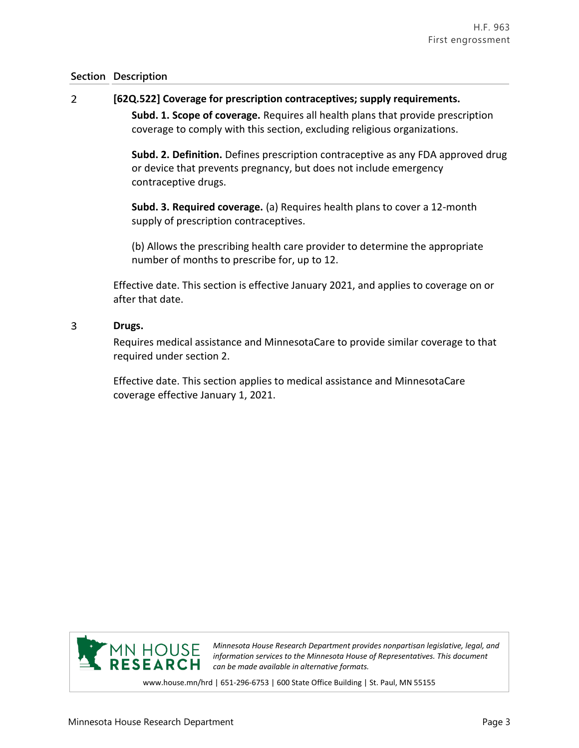| Section | Description |
|---|---|
| 2 | **[62Q.522] Coverage for prescription contraceptives; supply requirements.**<br><br>**Subd. 1. Scope of coverage.** Requires all health plans that provide prescription coverage to comply with this section, excluding religious organizations.<br><br>**Subd. 2. Definition.** Defines prescription contraceptive as any FDA approved drug or device that prevents pregnancy, but does not include emergency contraceptive drugs.<br><br>**Subd. 3. Required coverage.** (a) Requires health plans to cover a 12-month supply of prescription contraceptives.<br><br>(b) Allows the prescribing health care provider to determine the appropriate number of months to prescribe for, up to 12.<br><br>Effective date. This section is effective January 2021, and applies to coverage on or after that date. |
| 3 | **Drugs.**<br><br>Requires medical assistance and MinnesotaCare to provide similar coverage to that required under section 2.<br><br>Effective date. This section applies to medical assistance and MinnesotaCare coverage effective January 1, 2021. |

MN HOUSE RESEARCH

*Minnesota House Research Department provides nonpartisan legislative, legal, and information services to the Minnesota House of Representatives. This document can be made available in alternative formats.*

www.house.mn/hrd | 651-296-6753 | 600 State Office Building | St. Paul, MN 55155